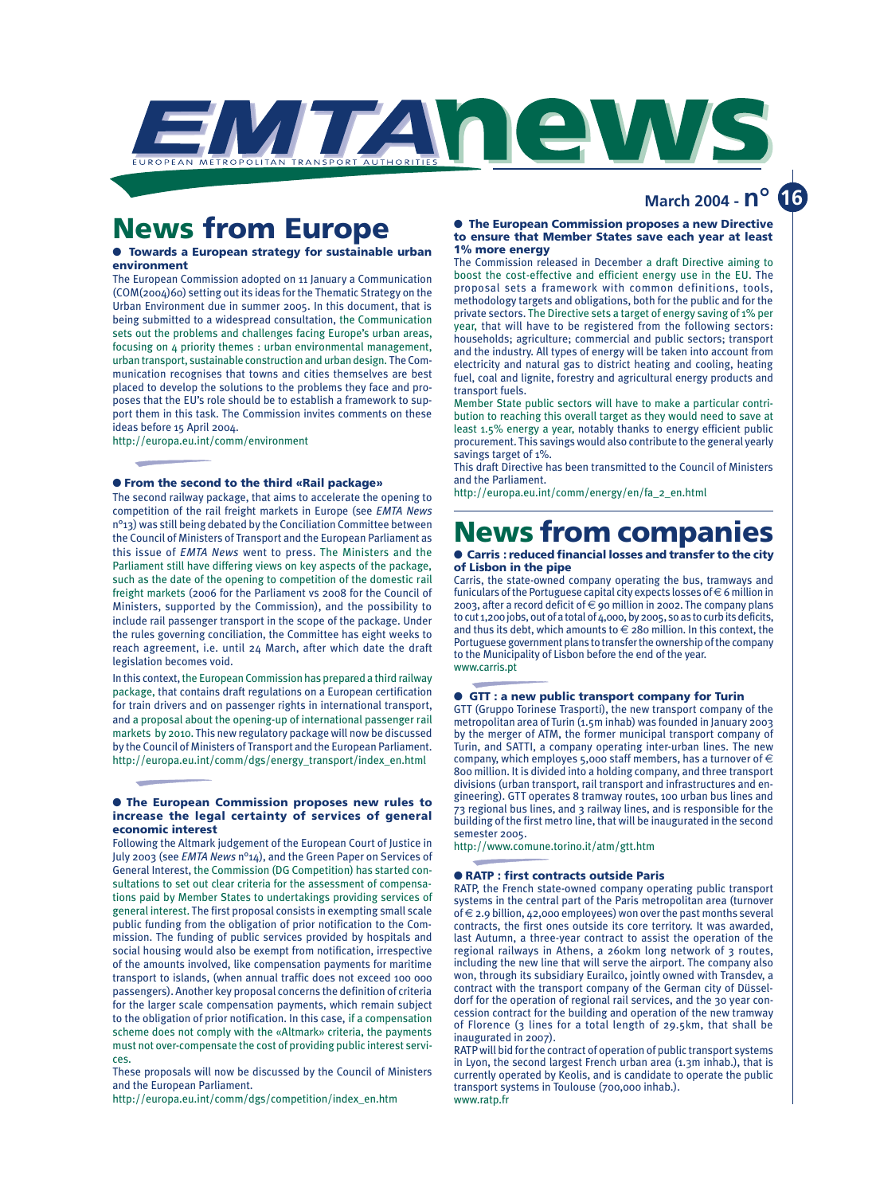# EMTA news

EUROPEAN METROPOLITAN TRANSPORT AUTHORITIES

March 2004 - n° 16

# News from Europe

### ● Towards a European strategy for sustainable urban environment

The European Commission adopted on 11 January a Communication (COM(2004)60) setting out its ideas for the Thematic Strategy on the Urban Environment due in summer 2005. In this document, that is being submitted to a widespread consultation, the Communication sets out the problems and challenges facing Europe's urban areas, focusing on 4 priority themes : urban environmental management, urban transport, sustainable construction and urban design. The Communication recognises that towns and cities themselves are best placed to develop the solutions to the problems they face and proposes that the EU's role should be to establish a framework to support them in this task. The Commission invites comments on these ideas before 15 April 2004.

http://europa.eu.int/comm/environment

### ● From the second to the third «Rail package»

The second railway package, that aims to accelerate the opening to competition of the rail freight markets in Europe (see *EMTA News* n°13) was still being debated by the Conciliation Committee between the Council of Ministers of Transport and the European Parliament as this issue of *EMTA News* went to press. The Ministers and the Parliament still have differing views on key aspects of the package, such as the date of the opening to competition of the domestic rail freight markets (2006 for the Parliament vs 2008 for the Council of Ministers, supported by the Commission), and the possibility to include rail passenger transport in the scope of the package. Under the rules governing conciliation, the Committee has eight weeks to reach agreement, i.e. until 24 March, after which date the draft legislation becomes void.

In this context, the European Commission has prepared a third railway package, that contains draft regulations on a European certification for train drivers and on passenger rights in international transport, and a proposal about the opening-up of international passenger rail markets by 2010. This new regulatory package will now be discussed by the Council of Ministers of Transport and the European Parliament.

http://europa.eu.int/comm/dgs/energy_transport/index_en.html

### ● The European Commission proposes new rules to increase the legal certainty of services of general economic interest

Following the Altmark judgement of the European Court of Justice in July 2003 (see *EMTA News* n°14), and the Green Paper on Services of General Interest, the Commission (DG Competition) has started consultations to set out clear criteria for the assessment of compensations paid by Member States to undertakings providing services of general interest. The first proposal consists in exempting small scale public funding from the obligation of prior notification to the Commission. The funding of public services provided by hospitals and social housing would also be exempt from notification, irrespective of the amounts involved, like compensation payments for maritime transport to islands, (when annual traffic does not exceed 100 000 passengers). Another key proposal concerns the definition of criteria for the larger scale compensation payments, which remain subject to the obligation of prior notification. In this case, if a compensation scheme does not comply with the «Altmark» criteria, the payments must not over-compensate the cost of providing public interest services.

These proposals will now be discussed by the Council of Ministers and the European Parliament.

http://europa.eu.int/comm/dgs/competition/index_en.htm

### ● The European Commission proposes a new Directive to ensure that Member States save each year at least 1% more energy

The Commission released in December a draft Directive aiming to boost the cost-effective and efficient energy use in the EU. The proposal sets a framework with common definitions, tools, methodology targets and obligations, both for the public and for the private sectors. The Directive sets a target of energy saving of 1% per year, that will have to be registered from the following sectors: households; agriculture; commercial and public sectors; transport and the industry. All types of energy will be taken into account from electricity and natural gas to district heating and cooling, heating fuel, coal and lignite, forestry and agricultural energy products and transport fuels.

Member State public sectors will have to make a particular contribution to reaching this overall target as they would need to save at least 1.5% energy a year, notably thanks to energy efficient public procurement. This savings would also contribute to the general yearly savings target of 1%.

This draft Directive has been transmitted to the Council of Ministers and the Parliament.

http://europa.eu.int/comm/energy/en/fa_2_en.html

# News from companies

### ● Carris : reduced financial losses and transfer to the city of Lisbon in the pipe

Carris, the state-owned company operating the bus, tramways and funiculars of the Portuguese capital city expects losses of € 6 million in 2003, after a record deficit of € 90 million in 2002. The company plans to cut 1,200 jobs, out of a total of 4,000, by 2005, so as to curb its deficits, and thus its debt, which amounts to € 280 million. In this context, the Portuguese government plans to transfer the ownership of the company to the Municipality of Lisbon before the end of the year.

www.carris.pt

### ● GTT : a new public transport company for Turin

GTT (Gruppo Torinese Trasporti), the new transport company of the metropolitan area of Turin (1.5m inhab) was founded in January 2003 by the merger of ATM, the former municipal transport company of Turin, and SATTI, a company operating inter-urban lines. The new company, which employs 5,000 staff members, has a turnover of € 800 million. It is divided into a holding company, and three transport divisions (urban transport, rail transport and infrastructures and engineering). GTT operates 8 tramway routes, 100 urban bus lines and 73 regional bus lines, and 3 railway lines, and is responsible for the building of the first metro line, that will be inaugurated in the second semester 2005.

http://www.comune.torino.it/atm/gtt.htm

### ● RATP : first contracts outside Paris

RATP, the French state-owned company operating public transport systems in the central part of the Paris metropolitan area (turnover of € 2.9 billion, 42,000 employees) won over the past months several contracts, the first ones outside its core territory. It was awarded, last Autumn, a three-year contract to assist the operation of the regional railways in Athens, a 260km long network of 3 routes, including the new line that will serve the airport. The company also won, through its subsidiary Eurailco, jointly owned with Transdev, a contract with the transport company of the German city of Düsseldorf for the operation of regional rail services, and the 30 year concession contract for the building and operation of the new tramway of Florence (3 lines for a total length of 29.5km, that shall be inaugurated in 2007).

RATP will bid for the contract of operation of public transport systems in Lyon, the second largest French urban area (1.3m inhab.), that is currently operated by Keolis, and is candidate to operate the public transport systems in Toulouse (700,000 inhab.).

www.ratp.fr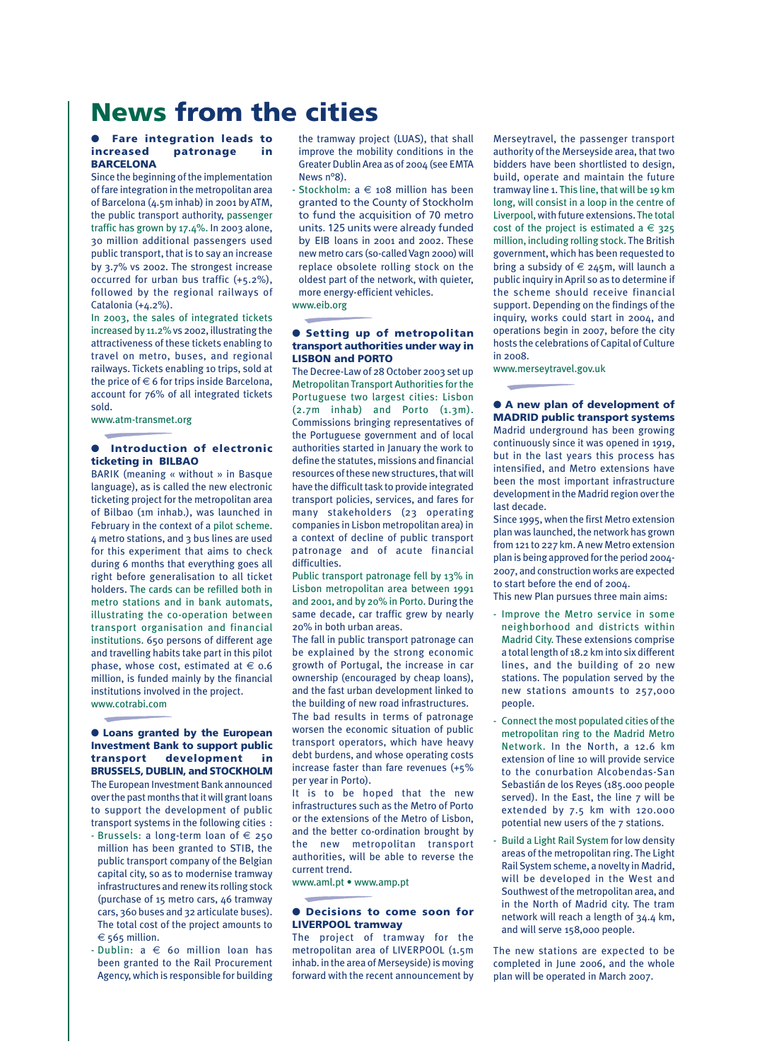# News from the cities

## Fare integration leads to increased patronage in BARCELONA

Since the beginning of the implementation of fare integration in the metropolitan area of Barcelona (4.5m inhab) in 2001 by ATM, the public transport authority, passenger traffic has grown by 17.4%. In 2003 alone, 30 million additional passengers used public transport, that is to say an increase by 3.7% vs 2002. The strongest increase occurred for urban bus traffic (+5.2%), followed by the regional railways of Catalonia (+4.2%).

In 2003, the sales of integrated tickets increased by 11.2% vs 2002, illustrating the attractiveness of these tickets enabling to travel on metro, buses, and regional railways. Tickets enabling 10 trips, sold at the price of € 6 for trips inside Barcelona, account for 76% of all integrated tickets sold.

www.atm-transmet.org

## Introduction of electronic ticketing in BILBAO

BARIK (meaning « without » in Basque language), as is called the new electronic ticketing project for the metropolitan area of Bilbao (1m inhab.), was launched in February in the context of a pilot scheme. 4 metro stations, and 3 bus lines are used for this experiment that aims to check during 6 months that everything goes all right before generalisation to all ticket holders. The cards can be refilled both in metro stations and in bank automats, illustrating the co-operation between transport organisation and financial institutions. 650 persons of different age and travelling habits take part in this pilot phase, whose cost, estimated at € 0.6 million, is funded mainly by the financial institutions involved in the project.

www.cotrabi.com

## Loans granted by the European Investment Bank to support public transport development in BRUSSELS, DUBLIN, and STOCKHOLM

The European Investment Bank announced over the past months that it will grant loans to support the development of public transport systems in the following cities :

- Brussels: a long-term loan of € 250 million has been granted to STIB, the public transport company of the Belgian capital city, so as to modernise tramway infrastructures and renew its rolling stock (purchase of 15 metro cars, 46 tramway cars, 360 buses and 32 articulate buses). The total cost of the project amounts to € 565 million.
- Dublin: a € 60 million loan has been granted to the Rail Procurement Agency, which is responsible for building the tramway project (LUAS), that shall improve the mobility conditions in the Greater Dublin Area as of 2004 (see EMTA News n°8).
- Stockholm: a € 108 million has been granted to the County of Stockholm to fund the acquisition of 70 metro units. 125 units were already funded by EIB loans in 2001 and 2002. These new metro cars (so-called Vagn 2000) will replace obsolete rolling stock on the oldest part of the network, with quieter, more energy-efficient vehicles.

www.eib.org

## Setting up of metropolitan transport authorities under way in LISBON and PORTO

The Decree-Law of 28 October 2003 set up Metropolitan Transport Authorities for the Portuguese two largest cities: Lisbon (2.7m inhab) and Porto (1.3m). Commissions bringing representatives of the Portuguese government and of local authorities started in January the work to define the statutes, missions and financial resources of these new structures, that will have the difficult task to provide integrated transport policies, services, and fares for many stakeholders (23 operating companies in Lisbon metropolitan area) in a context of decline of public transport patronage and of acute financial difficulties.

Public transport patronage fell by 13% in Lisbon metropolitan area between 1991 and 2001, and by 20% in Porto. During the same decade, car traffic grew by nearly 20% in both urban areas.

The fall in public transport patronage can be explained by the strong economic growth of Portugal, the increase in car ownership (encouraged by cheap loans), and the fast urban development linked to the building of new road infrastructures.

The bad results in terms of patronage worsen the economic situation of public transport operators, which have heavy debt burdens, and whose operating costs increase faster than fare revenues (+5% per year in Porto).

It is to be hoped that the new infrastructures such as the Metro of Porto or the extensions of the Metro of Lisbon, and the better co-ordination brought by the new metropolitan transport authorities, will be able to reverse the current trend.

www.aml.pt • www.amp.pt

## Decisions to come soon for LIVERPOOL tramway

The project of tramway for the metropolitan area of LIVERPOOL (1.5m inhab. in the area of Merseyside) is moving forward with the recent announcement by Merseytravel, the passenger transport authority of the Merseyside area, that two bidders have been shortlisted to design, build, operate and maintain the future tramway line 1. This line, that will be 19 km long, will consist in a loop in the centre of Liverpool, with future extensions. The total cost of the project is estimated a € 325 million, including rolling stock. The British government, which has been requested to bring a subsidy of € 245m, will launch a public inquiry in April so as to determine if the scheme should receive financial support. Depending on the findings of the inquiry, works could start in 2004, and operations begin in 2007, before the city hosts the celebrations of Capital of Culture in 2008.

www.merseytravel.gov.uk

## A new plan of development of MADRID public transport systems

Madrid underground has been growing continuously since it was opened in 1919, but in the last years this process has intensified, and Metro extensions have been the most important infrastructure development in the Madrid region over the last decade.

Since 1995, when the first Metro extension plan was launched, the network has grown from 121 to 227 km. A new Metro extension plan is being approved for the period 2004-2007, and construction works are expected to start before the end of 2004.

This new Plan pursues three main aims:

- Improve the Metro service in some neighborhood and districts within Madrid City. These extensions comprise a total length of 18.2 km into six different lines, and the building of 20 new stations. The population served by the new stations amounts to 257,000 people.
- Connect the most populated cities of the metropolitan ring to the Madrid Metro Network. In the North, a 12.6 km extension of line 10 will provide service to the conurbation Alcobendas-San Sebastián de los Reyes (185.000 people served). In the East, the line 7 will be extended by 7.5 km with 120.000 potential new users of the 7 stations.
- Build a Light Rail System for low density areas of the metropolitan ring. The Light Rail System scheme, a novelty in Madrid, will be developed in the West and Southwest of the metropolitan area, and in the North of Madrid city. The tram network will reach a length of 34.4 km, and will serve 158,000 people.

The new stations are expected to be completed in June 2006, and the whole plan will be operated in March 2007.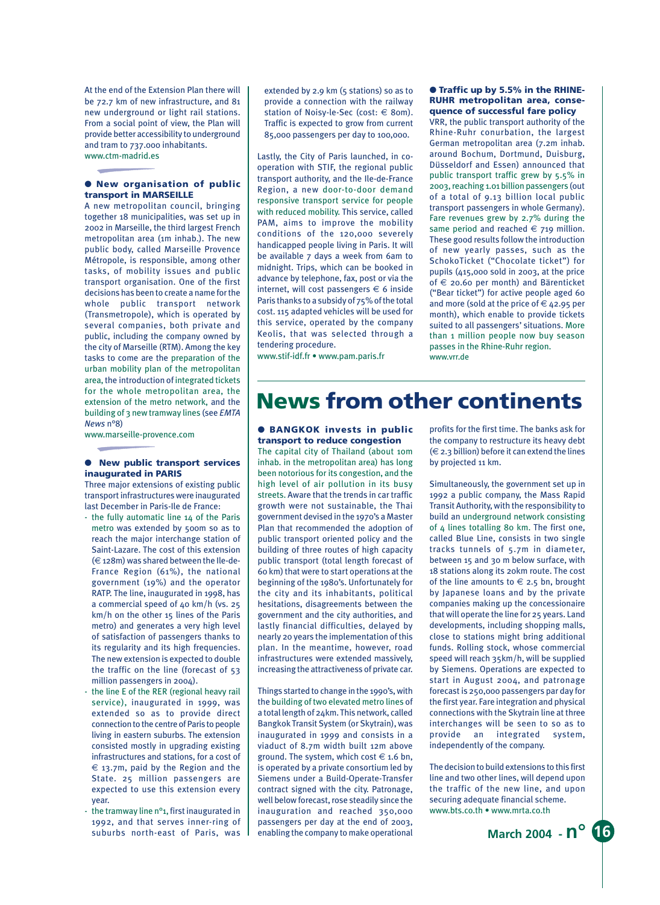At the end of the Extension Plan there will be 72.7 km of new infrastructure, and 81 new underground or light rail stations. From a social point of view, the Plan will provide better accessibility to underground and tram to 737.000 inhabitants.
www.ctm-madrid.es

### ● New organisation of public transport in MARSEILLE

A new metropolitan council, bringing together 18 municipalities, was set up in 2002 in Marseille, the third largest French metropolitan area (1m inhab.). The new public body, called Marseille Provence Métropole, is responsible, among other tasks, of mobility issues and public transport organisation. One of the first decisions has been to create a name for the whole public transport network (Transmetropole), which is operated by several companies, both private and public, including the company owned by the city of Marseille (RTM). Among the key tasks to come are the preparation of the urban mobility plan of the metropolitan area, the introduction of integrated tickets for the whole metropolitan area, the extension of the metro network, and the building of 3 new tramway lines (see *EMTA News* n°8)
www.marseille-provence.com

### ● New public transport services inaugurated in PARIS

Three major extensions of existing public transport infrastructures were inaugurated last December in Paris-Ile de France:

- the fully automatic line 14 of the Paris metro was extended by 500m so as to reach the major interchange station of Saint-Lazare. The cost of this extension (€ 128m) was shared between the Ile-de-France Region (61%), the national government (19%) and the operator RATP. The line, inaugurated in 1998, has a commercial speed of 40 km/h (vs. 25 km/h on the other 15 lines of the Paris metro) and generates a very high level of satisfaction of passengers thanks to its regularity and its high frequencies. The new extension is expected to double the traffic on the line (forecast of 53 million passengers in 2004).
- the line E of the RER (regional heavy rail service), inaugurated in 1999, was extended so as to provide direct connection to the centre of Paris to people living in eastern suburbs. The extension consisted mostly in upgrading existing infrastructures and stations, for a cost of € 13.7m, paid by the Region and the State. 25 million passengers are expected to use this extension every year.
- the tramway line n°1, first inaugurated in 1992, and that serves inner-ring of suburbs north-east of Paris, was extended by 2.9 km (5 stations) so as to provide a connection with the railway station of Noisy-le-Sec (cost: € 80m). Traffic is expected to grow from current 85,000 passengers per day to 100,000.

Lastly, the City of Paris launched, in co-operation with STIF, the regional public transport authority, and the Ile-de-France Region, a new door-to-door demand responsive transport service for people with reduced mobility. This service, called PAM, aims to improve the mobility conditions of the 120,000 severely handicapped people living in Paris. It will be available 7 days a week from 6am to midnight. Trips, which can be booked in advance by telephone, fax, post or via the internet, will cost passengers € 6 inside Paris thanks to a subsidy of 75% of the total cost. 115 adapted vehicles will be used for this service, operated by the company Keolis, that was selected through a tendering procedure.
www.stif-idf.fr • www.pam.paris.fr

### ● Traffic up by 5.5% in the RHINE-RUHR metropolitan area, consequence of successful fare policy

VRR, the public transport authority of the Rhine-Ruhr conurbation, the largest German metropolitan area (7.2m inhab. around Bochum, Dortmund, Duisburg, Düsseldorf and Essen) announced that public transport traffic grew by 5.5% in 2003, reaching 1.01 billion passengers (out of a total of 9.13 billion local public transport passengers in whole Germany). Fare revenues grew by 2.7% during the same period and reached € 719 million. These good results follow the introduction of new yearly passes, such as the SchokoTicket ("Chocolate ticket") for pupils (415,000 sold in 2003, at the price of € 20.60 per month) and Bärenticket ("Bear ticket") for active people aged 60 and more (sold at the price of € 42.95 per month), which enable to provide tickets suited to all passengers' situations. More than 1 million people now buy season passes in the Rhine-Ruhr region.
www.vrr.de

# News from other continents

### ● BANGKOK invests in public transport to reduce congestion

The capital city of Thailand (about 10m inhab. in the metropolitan area) has long been notorious for its congestion, and the high level of air pollution in its busy streets. Aware that the trends in car traffic growth were not sustainable, the Thai government devised in the 1970's a Master Plan that recommended the adoption of public transport oriented policy and the building of three routes of high capacity public transport (total length forecast of 60 km) that were to start operations at the beginning of the 1980's. Unfortunately for the city and its inhabitants, political hesitations, disagreements between the government and the city authorities, and lastly financial difficulties, delayed by nearly 20 years the implementation of this plan. In the meantime, however, road infrastructures were extended massively, increasing the attractiveness of private car.

Things started to change in the 1990's, with the building of two elevated metro lines of a total length of 24km. This network, called Bangkok Transit System (or Skytrain), was inaugurated in 1999 and consists in a viaduct of 8.7m width built 12m above ground. The system, which cost € 1.6 bn, is operated by a private consortium led by Siemens under a Build-Operate-Transfer contract signed with the city. Patronage, well below forecast, rose steadily since the inauguration and reached 350,000 passengers per day at the end of 2003, enabling the company to make operational profits for the first time. The banks ask for the company to restructure its heavy debt (€ 2.3 billion) before it can extend the lines by projected 11 km.

Simultaneously, the government set up in 1992 a public company, the Mass Rapid Transit Authority, with the responsibility to build an underground network consisting of 4 lines totalling 80 km. The first one, called Blue Line, consists in two single tracks tunnels of 5.7m in diameter, between 15 and 30 m below surface, with 18 stations along its 20km route. The cost of the line amounts to € 2.5 bn, brought by Japanese loans and by the private companies making up the concessionaire that will operate the line for 25 years. Land developments, including shopping malls, close to stations might bring additional funds. Rolling stock, whose commercial speed will reach 35km/h, will be supplied by Siemens. Operations are expected to start in August 2004, and patronage forecast is 250,000 passengers per day for the first year. Fare integration and physical connections with the Skytrain line at three interchanges will be seen to so as to provide an integrated system, independently of the company.

The decision to build extensions to this first line and two other lines, will depend upon the traffic of the new line, and upon securing adequate financial scheme.
www.bts.co.th • www.mrta.co.th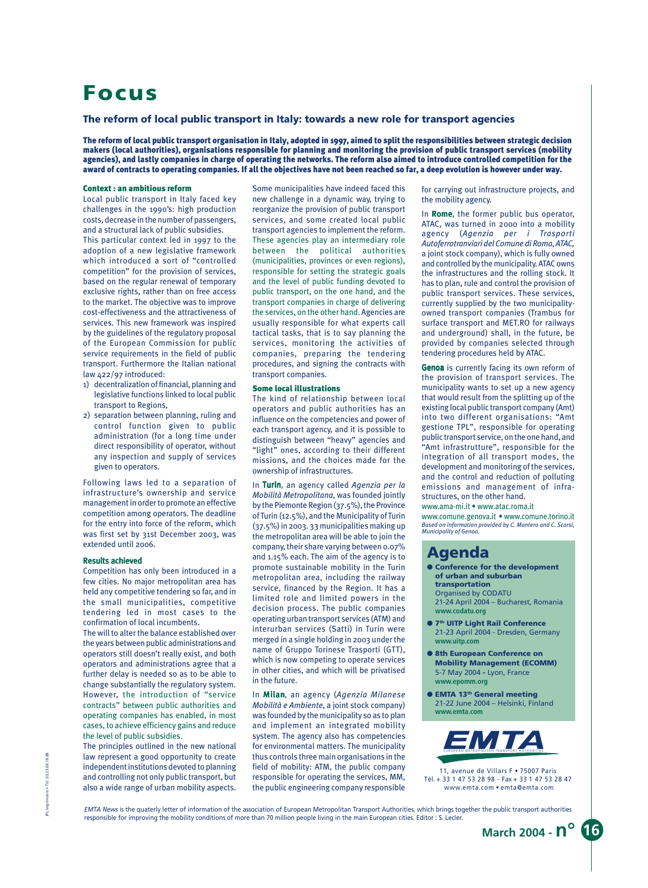# Focus

## The reform of local public transport in Italy: towards a new role for transport agencies

**The reform of local public transport organisation in Italy, adopted in 1997, aimed to split the responsibilities between strategic decision makers (local authorities), organisations responsible for planning and monitoring the provision of public transport services (mobility agencies), and lastly companies in charge of operating the networks. The reform also aimed to introduce controlled competition for the award of contracts to operating companies. If all the objectives have not been reached so far, a deep evolution is however under way.**

### Context : an ambitious reform

Local public transport in Italy faced key challenges in the 1990's: high production costs, decrease in the number of passengers, and a structural lack of public subsidies.

This particular context led in 1997 to the adoption of a new legislative framework which introduced a sort of "controlled competition" for the provision of services, based on the regular renewal of temporary exclusive rights, rather than on free access to the market. The objective was to improve cost-effectiveness and the attractiveness of services. This new framework was inspired by the guidelines of the regulatory proposal of the European Commission for public service requirements in the field of public transport. Furthermore the Italian national law 422/97 introduced:

1) decentralization of financial, planning and legislative functions linked to local public transport to Regions,
2) separation between planning, ruling and control function given to public administration (for a long time under direct responsibility of operator, without any inspection and supply of services given to operators.

Following laws led to a separation of infrastructure's ownership and service management in order to promote an effective competition among operators. The deadline for the entry into force of the reform, which was first set by 31st December 2003, was extended until 2006.

### Results achieved

Competition has only been introduced in a few cities. No major metropolitan area has held any competitive tendering so far, and in the small municipalities, competitive tendering led in most cases to the confirmation of local incumbents.

The will to alter the balance established over the years between public administrations and operators still doesn't really exist, and both operators and administrations agree that a further delay is needed so as to be able to change substantially the regulatory system. However, the introduction of "service contracts" between public authorities and operating companies has enabled, in most cases, to achieve efficiency gains and reduce the level of public subsidies.

The principles outlined in the new national law represent a good opportunity to create independent institutions devoted to planning and controlling not only public transport, but also a wide range of urban mobility aspects. Some municipalities have indeed faced this new challenge in a dynamic way, trying to reorganize the provision of public transport services, and some created local public transport agencies to implement the reform. These agencies play an intermediary role between the political authorities (municipalities, provinces or even regions), responsible for setting the strategic goals and the level of public funding devoted to public transport, on the one hand, and the transport companies in charge of delivering the services, on the other hand. Agencies are usually responsible for what experts call tactical tasks, that is to say planning the services, monitoring the activities of companies, preparing the tendering procedures, and signing the contracts with transport companies.

### Some local illustrations

The kind of relationship between local operators and public authorities has an influence on the competencies and power of each transport agency, and it is possible to distinguish between "heavy" agencies and "light" ones, according to their different missions, and the choices made for the ownership of infrastructures.

In **Turin**, an agency called *Agenzia per la Mobilità Metropolitana*, was founded jointly by the Piemonte Region (37.5%), the Province of Turin (12.5%), and the Municipality of Turin (37.5%) in 2003. 33 municipalities making up the metropolitan area will be able to join the company, their share varying between 0.07% and 1.15% each. The aim of the agency is to promote sustainable mobility in the Turin metropolitan area, including the railway service, financed by the Region. It has a limited role and limited powers in the decision process. The public companies operating urban transport services (ATM) and interurban services (Satti) in Turin were merged in a single holding in 2003 under the name of Gruppo Torinese Trasporti (GTT), which is now competing to operate services in other cities, and which will be privatised in the future.

In **Milan**, an agency (*Agenzia Milanese Mobilità e Ambiente*, a joint stock company) was founded by the municipality so as to plan and implement an integrated mobility system. The agency also has competencies for environmental matters. The municipality thus controls three main organisations in the field of mobility: ATM, the public company responsible for operating the services, MM, the public engineering company responsible for carrying out infrastructure projects, and the mobility agency.

In **Rome**, the former public bus operator, ATAC, was turned in 2000 into a mobility agency (*Agenzia per i Trasporti Autoferrotranviari del Comune di Roma, ATAC,* a joint stock company), which is fully owned and controlled by the municipality. ATAC owns the infrastructures and the rolling stock. It has to plan, rule and control the provision of public transport services. These services, currently supplied by the two municipality-owned transport companies (Trambus for surface transport and MET.RO for railways and underground) shall, in the future, be provided by companies selected through tendering procedures held by ATAC.

**Genoa** is currently facing its own reform of the provision of transport services. The municipality wants to set up a new agency that would result from the splitting up of the existing local public transport company (Amt) into two different organisations: "Amt gestione TPL", responsible for operating public transport service, on the one hand, and "Amt infrastrutture", responsible for the integration of all transport modes, the development and monitoring of the services, and the control and reduction of polluting emissions and management of infrastructures, on the other hand.

www.ama-mi.it • www.atac.roma.it
www.comune.genova.it • www.comune.torino.it

*Based on information provided by C. Mantero and C. Scarsi, Municipality of Genoa.*

## Agenda

- **Conference for the development of urban and suburban transportation**
  Organised by CODATU
  21-24 April 2004 – Bucharest, Romania
  **www.codatu.org**
- **7th UITP Light Rail Conference**
  21-23 April 2004 - Dresden, Germany
  **www.uitp.com**
- **8th European Conference on Mobility Management (ECOMM)**
  5-7 May 2004 - Lyon, France
  **www.epomm.org**
- **EMTA 13th General meeting**
  21-22 June 2004 – Helsinki, Finland
  **www.emta.com**

EMTA
EUROPEAN METROPOLITAN TRANSPORT AUTHORITIES

11, avenue de Villars F • 75007 Paris
Tél. + 33 1 47 53 28 98 - Fax + 33 1 47 53 28 47
www.emta.com • emta@emta.com

*EMTA News* is the quaterly letter of information of the association of European Metropolitan Transport Authorities, which brings together the public transport authorities responsible for improving the mobility conditions of more than 70 million people living in the main European cities. Editor : S. Lecler.

**March 2004 - n° 16**